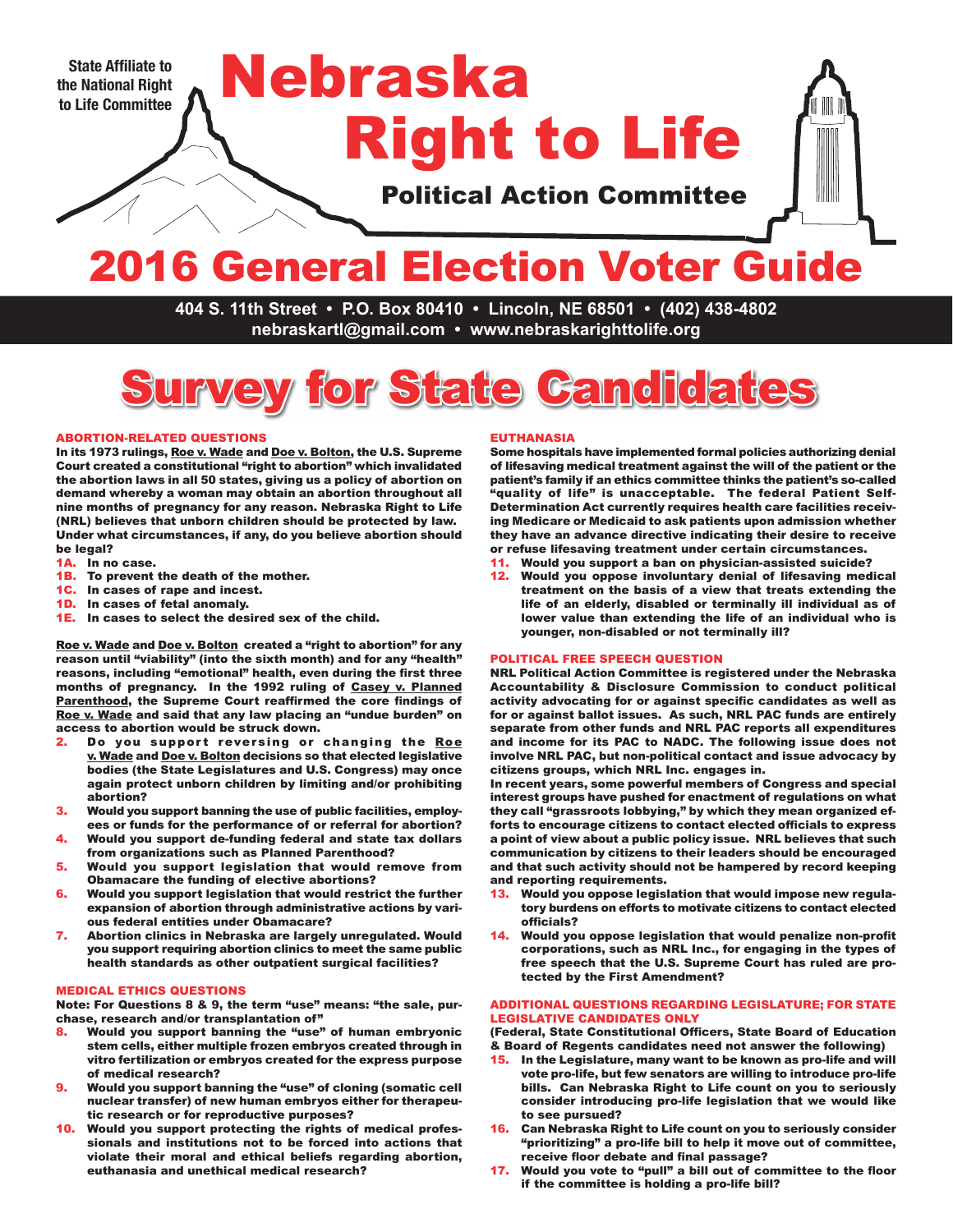State Affiliate to the National Right to Life Committee

# Nebraska Right to Life

## Political Action Committee

# 2016 General Election Voter Guide

404 S. 11th Street • P.O. Box 80410 • Lincoln, NE 68501 • (402) 438-4802
nebraskartl@gmail.com • www.nebraskarighttolife.org

# Survey for State Candidates

### ABORTION-RELATED QUESTIONS

**In its 1973 rulings, Roe v. Wade and Doe v. Bolton, the U.S. Supreme Court created a constitutional "right to abortion" which invalidated the abortion laws in all 50 states, giving us a policy of abortion on demand whereby a woman may obtain an abortion throughout all nine months of pregnancy for any reason. Nebraska Right to Life (NRL) believes that unborn children should be protected by law. Under what circumstances, if any, do you believe abortion should be legal?**

- **1A.** In no case.
- **1B.** To prevent the death of the mother.
- **1C.** In cases of rape and incest.
- **1D.** In cases of fetal anomaly.
- **1E.** In cases to select the desired sex of the child.

**Roe v. Wade and Doe v. Bolton created a "right to abortion" for any reason until "viability" (into the sixth month) and for any "health" reasons, including "emotional" health, even during the first three months of pregnancy. In the 1992 ruling of Casey v. Planned Parenthood, the Supreme Court reaffirmed the core findings of Roe v. Wade and said that any law placing an "undue burden" on access to abortion would be struck down.**

2. **Do you support reversing or changing the Roe v. Wade and Doe v. Bolton decisions so that elected legislative bodies (the State Legislatures and U.S. Congress) may once again protect unborn children by limiting and/or prohibiting abortion?**
3. **Would you support banning the use of public facilities, employees or funds for the performance of or referral for abortion?**
4. **Would you support de-funding federal and state tax dollars from organizations such as Planned Parenthood?**
5. **Would you support legislation that would remove from Obamacare the funding of elective abortions?**
6. **Would you support legislation that would restrict the further expansion of abortion through administrative actions by various federal entities under Obamacare?**
7. **Abortion clinics in Nebraska are largely unregulated. Would you support requiring abortion clinics to meet the same public health standards as other outpatient surgical facilities?**

### MEDICAL ETHICS QUESTIONS

**Note: For Questions 8 & 9, the term "use" means: "the sale, purchase, research and/or transplantation of"**

8. **Would you support banning the "use" of human embryonic stem cells, either multiple frozen embryos created through in vitro fertilization or embryos created for the express purpose of medical research?**
9. **Would you support banning the "use" of cloning (somatic cell nuclear transfer) of new human embryos either for therapeutic research or for reproductive purposes?**
10. **Would you support protecting the rights of medical professionals and institutions not to be forced into actions that violate their moral and ethical beliefs regarding abortion, euthanasia and unethical medical research?**

### EUTHANASIA

**Some hospitals have implemented formal policies authorizing denial of lifesaving medical treatment against the will of the patient or the patient's family if an ethics committee thinks the patient's so-called "quality of life" is unacceptable. The federal Patient Self-Determination Act currently requires health care facilities receiving Medicare or Medicaid to ask patients upon admission whether they have an advance directive indicating their desire to receive or refuse lifesaving treatment under certain circumstances.**

11. **Would you support a ban on physician-assisted suicide?**
12. **Would you oppose involuntary denial of lifesaving medical treatment on the basis of a view that treats extending the life of an elderly, disabled or terminally ill individual as of lower value than extending the life of an individual who is younger, non-disabled or not terminally ill?**

### POLITICAL FREE SPEECH QUESTION

**NRL Political Action Committee is registered under the Nebraska Accountability & Disclosure Commission to conduct political activity advocating for or against specific candidates as well as for or against ballot issues. As such, NRL PAC funds are entirely separate from other funds and NRL PAC reports all expenditures and income for its PAC to NADC. The following issue does not involve NRL PAC, but non-political contact and issue advocacy by citizens groups, which NRL Inc. engages in.**

**In recent years, some powerful members of Congress and special interest groups have pushed for enactment of regulations on what they call "grassroots lobbying," by which they mean organized efforts to encourage citizens to contact elected officials to express a point of view about a public policy issue. NRL believes that such communication by citizens to their leaders should be encouraged and that such activity should not be hampered by record keeping and reporting requirements.**

13. **Would you oppose legislation that would impose new regulatory burdens on efforts to motivate citizens to contact elected officials?**
14. **Would you oppose legislation that would penalize non-profit corporations, such as NRL Inc., for engaging in the types of free speech that the U.S. Supreme Court has ruled are protected by the First Amendment?**

### ADDITIONAL QUESTIONS REGARDING LEGISLATURE; FOR STATE LEGISLATIVE CANDIDATES ONLY

**(Federal, State Constitutional Officers, State Board of Education & Board of Regents candidates need not answer the following)**

15. **In the Legislature, many want to be known as pro-life and will vote pro-life, but few senators are willing to introduce pro-life bills. Can Nebraska Right to Life count on you to seriously consider introducing pro-life legislation that we would like to see pursued?**
16. **Can Nebraska Right to Life count on you to seriously consider "prioritizing" a pro-life bill to help it move out of committee, receive floor debate and final passage?**
17. **Would you vote to "pull" a bill out of committee to the floor if the committee is holding a pro-life bill?**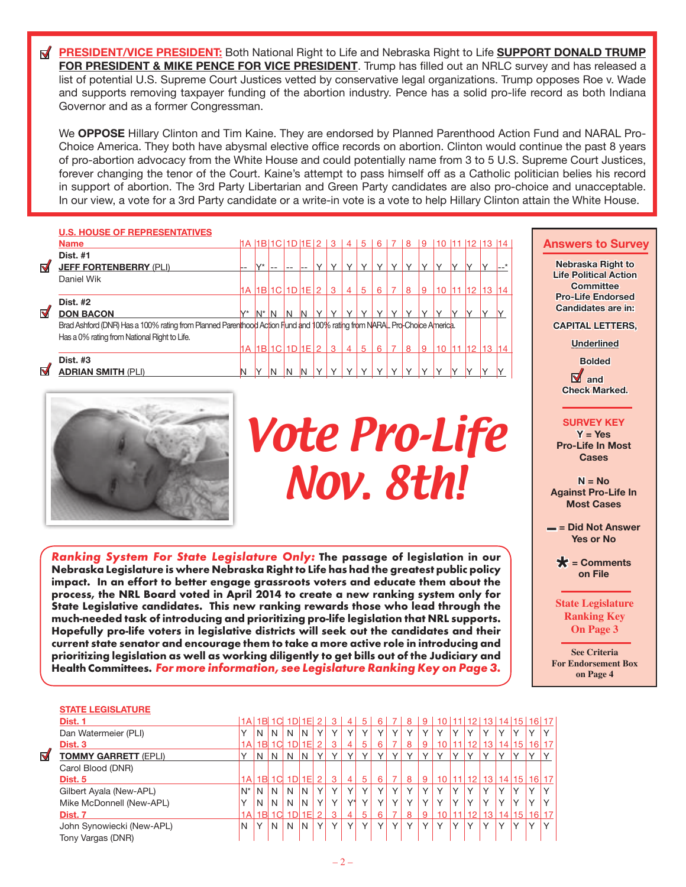☑ **PRESIDENT/VICE PRESIDENT:** Both National Right to Life and Nebraska Right to Life **SUPPORT DONALD TRUMP FOR PRESIDENT & MIKE PENCE FOR VICE PRESIDENT**. Trump has filled out an NRLC survey and has released a list of potential U.S. Supreme Court Justices vetted by conservative legal organizations. Trump opposes Roe v. Wade and supports removing taxpayer funding of the abortion industry. Pence has a solid pro-life record as both Indiana Governor and as a former Congressman.

We **OPPOSE** Hillary Clinton and Tim Kaine. They are endorsed by Planned Parenthood Action Fund and NARAL Pro-Choice America. They both have abysmal elective office records on abortion. Clinton would continue the past 8 years of pro-abortion advocacy from the White House and could potentially name from 3 to 5 U.S. Supreme Court Justices, forever changing the tenor of the Court. Kaine's attempt to pass himself off as a Catholic politician belies his record in support of abortion. The 3rd Party Libertarian and Green Party candidates are also pro-choice and unacceptable. In our view, a vote for a 3rd Party candidate or a write-in vote is a vote to help Hillary Clinton attain the White House.

## U.S. HOUSE OF REPRESENTATIVES

| Name | 1A | 1B | 1C | 1D | 1E | 2 | 3 | 4 | 5 | 6 | 7 | 8 | 9 | 10 | 11 | 12 | 13 | 14 |
|---|---|---|---|---|---|---|---|---|---|---|---|---|---|---|---|---|---|---|
| **Dist. #1** | | | | | | | | | | | | | | | | | | |
| ☑ **JEFF FORTENBERRY** (PLI) | -- | Y* | -- | -- | -- | Y | Y | Y | Y | Y | Y | Y | Y | Y | Y | Y | Y | --* |
| Daniel Wik | | | | | | | | | | | | | | | | | | |
| **Dist. #2** | 1A | 1B | 1C | 1D | 1E | 2 | 3 | 4 | 5 | 6 | 7 | 8 | 9 | 10 | 11 | 12 | 13 | 14 |
| ☑ **DON BACON** | Y* | N* | N | N | N | Y | Y | Y | Y | Y | Y | Y | Y | Y | Y | Y | Y | Y |
| Brad Ashford (DNR) Has a 100% rating from Planned Parenthood Action Fund and 100% rating from NARAL Pro-Choice America. Has a 0% rating from National Right to Life. | | | | | | | | | | | | | | | | | | |
| **Dist. #3** | 1A | 1B | 1C | 1D | 1E | 2 | 3 | 4 | 5 | 6 | 7 | 8 | 9 | 10 | 11 | 12 | 13 | 14 |
| ☑ **ADRIAN SMITH** (PLI) | N | Y | N | N | N | Y | Y | Y | Y | Y | Y | Y | Y | Y | Y | Y | Y | Y |

# Vote Pro-Life Nov. 8th!

***Ranking System For State Legislature Only:*** **The passage of legislation in our Nebraska Legislature is where Nebraska Right to Life has had the greatest public policy impact. In an effort to better engage grassroots voters and educate them about the process, the NRL Board voted in April 2014 to create a new ranking system only for State Legislative candidates. This new ranking rewards those who lead through the much-needed task of introducing and prioritizing pro-life legislation that NRL supports. Hopefully pro-life voters in legislative districts will seek out the candidates and their current state senator and encourage them to take a more active role in introducing and prioritizing legislation as well as working diligently to get bills out of the Judiciary and Health Committees.** ***For more information, see Legislature Ranking Key on Page 3.***

## Answers to Survey

Nebraska Right to Life Political Action Committee Pro-Life Endorsed Candidates are in:

CAPITAL LETTERS,

Underlined

Bolded

☑ and Check Marked.

**SURVEY KEY**

Y = Yes Pro-Life In Most Cases

N = No Against Pro-Life In Most Cases

– = Did Not Answer Yes or No

* = Comments on File

**State Legislature Ranking Key On Page 3**

See Criteria For Endorsement Box on Page 4

## STATE LEGISLATURE

| Name | 1A | 1B | 1C | 1D | 1E | 2 | 3 | 4 | 5 | 6 | 7 | 8 | 9 | 10 | 11 | 12 | 13 | 14 | 15 | 16 | 17 |
|---|---|---|---|---|---|---|---|---|---|---|---|---|---|---|---|---|---|---|---|---|---|
| **Dist. 1** | | | | | | | | | | | | | | | | | | | | | |
| Dan Watermeier (PLI) | Y | N | N | N | N | Y | Y | Y | Y | Y | Y | Y | Y | Y | Y | Y | Y | Y | Y | Y | Y |
| **Dist. 3** | 1A | 1B | 1C | 1D | 1E | 2 | 3 | 4 | 5 | 6 | 7 | 8 | 9 | 10 | 11 | 12 | 13 | 14 | 15 | 16 | 17 |
| ☑ **TOMMY GARRETT** (EPLI) | Y | N | N | N | N | Y | Y | Y | Y | Y | Y | Y | Y | Y | Y | Y | Y | Y | Y | Y | Y |
| Carol Blood (DNR) | | | | | | | | | | | | | | | | | | | | | |
| **Dist. 5** | 1A | 1B | 1C | 1D | 1E | 2 | 3 | 4 | 5 | 6 | 7 | 8 | 9 | 10 | 11 | 12 | 13 | 14 | 15 | 16 | 17 |
| Gilbert Ayala (New-APL) | N* | N | N | N | N | Y | Y | Y | Y | Y | Y | Y | Y | Y | Y | Y | Y | Y | Y | Y | Y |
| Mike McDonnell (New-APL) | Y | N | N | N | N | Y | Y | Y* | Y | Y | Y | Y | Y | Y | Y | Y | Y | Y | Y | Y | Y |
| **Dist. 7** | 1A | 1B | 1C | 1D | 1E | 2 | 3 | 4 | 5 | 6 | 7 | 8 | 9 | 10 | 11 | 12 | 13 | 14 | 15 | 16 | 17 |
| John Synowiecki (New-APL) | N | Y | N | N | N | Y | Y | Y | Y | Y | Y | Y | Y | Y | Y | Y | Y | Y | Y | Y | Y |
| Tony Vargas (DNR) | | | | | | | | | | | | | | | | | | | | | |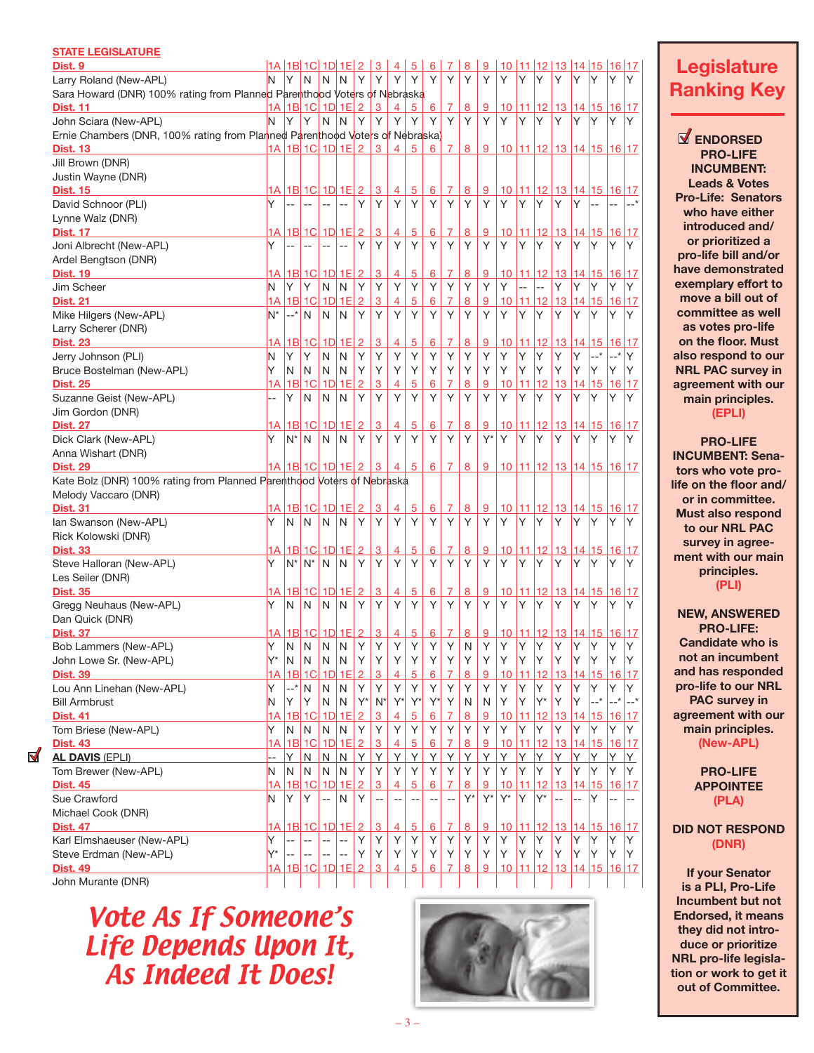**STATE LEGISLATURE**

| | 1A | 1B | 1C | 1D | 1E | 2 | 3 | 4 | 5 | 6 | 7 | 8 | 9 | 10 | 11 | 12 | 13 | 14 | 15 | 16 | 17 |
|---|---|---|---|---|---|---|---|---|---|---|---|---|---|---|---|---|---|---|---|---|---|
| **Dist. 9** | | | | | | | | | | | | | | | | | | | | | |
| Larry Roland (New-APL) | N | Y | N | N | N | Y | Y | Y | Y | Y | Y | Y | Y | Y | Y | Y | Y | Y | Y | Y | Y |
| Sara Howard (DNR) 100% rating from Planned Parenthood Voters of Nebraska | | | | | | | | | | | | | | | | | | | | | |
| **Dist. 11** | | | | | | | | | | | | | | | | | | | | | |
| John Sciara (New-APL) | N | Y | Y | N | N | Y | Y | Y | Y | Y | Y | Y | Y | Y | Y | Y | Y | Y | Y | Y | Y |
| Ernie Chambers (DNR, 100% rating from Planned Parenthood Voters of Nebraska) | | | | | | | | | | | | | | | | | | | | | |
| **Dist. 13** | | | | | | | | | | | | | | | | | | | | | |
| Jill Brown (DNR) | | | | | | | | | | | | | | | | | | | | | |
| Justin Wayne (DNR) | | | | | | | | | | | | | | | | | | | | | |
| **Dist. 15** | | | | | | | | | | | | | | | | | | | | | |
| David Schnoor (PLI) | Y | -- | -- | -- | -- | Y | Y | Y | Y | Y | Y | Y | Y | Y | Y | Y | Y | Y | -- | -- | --* |
| Lynne Walz (DNR) | | | | | | | | | | | | | | | | | | | | | |
| **Dist. 17** | | | | | | | | | | | | | | | | | | | | | |
| Joni Albrecht (New-APL) | Y | -- | -- | -- | -- | Y | Y | Y | Y | Y | Y | Y | Y | Y | Y | Y | Y | Y | Y | Y | Y |
| Ardel Bengtson (DNR) | | | | | | | | | | | | | | | | | | | | | |
| **Dist. 19** | | | | | | | | | | | | | | | | | | | | | |
| Jim Scheer | N | Y | Y | N | N | Y | Y | Y | Y | Y | Y | Y | Y | Y | -- | -- | Y | Y | Y | Y | Y |
| **Dist. 21** | | | | | | | | | | | | | | | | | | | | | |
| Mike Hilgers (New-APL) | N* | --* | N | N | N | Y | Y | Y | Y | Y | Y | Y | Y | Y | Y | Y | Y | Y | Y | Y | Y |
| Larry Scherer (DNR) | | | | | | | | | | | | | | | | | | | | | |
| **Dist. 23** | | | | | | | | | | | | | | | | | | | | | |
| Jerry Johnson (PLI) | N | Y | Y | N | N | Y | Y | Y | Y | Y | Y | Y | Y | Y | Y | Y | Y | Y | --* | --* | Y |
| Bruce Bostelman (New-APL) | Y | N | N | N | N | Y | Y | Y | Y | Y | Y | Y | Y | Y | Y | Y | Y | Y | Y | Y | Y |
| **Dist. 25** | | | | | | | | | | | | | | | | | | | | | |
| Suzanne Geist (New-APL) | -- | Y | N | N | N | Y | Y | Y | Y | Y | Y | Y | Y | Y | Y | Y | Y | Y | Y | Y | Y |
| Jim Gordon (DNR) | | | | | | | | | | | | | | | | | | | | | |
| **Dist. 27** | | | | | | | | | | | | | | | | | | | | | |
| Dick Clark (New-APL) | Y | N* | N | N | N | Y | Y | Y | Y | Y | Y | Y | Y* | Y | Y | Y | Y | Y | Y | Y | Y |
| Anna Wishart (DNR) | | | | | | | | | | | | | | | | | | | | | |
| **Dist. 29** | | | | | | | | | | | | | | | | | | | | | |
| Kate Bolz (DNR) 100% rating from Planned Parenthood Voters of Nebraska | | | | | | | | | | | | | | | | | | | | | |
| Melody Vaccaro (DNR) | | | | | | | | | | | | | | | | | | | | | |
| **Dist. 31** | | | | | | | | | | | | | | | | | | | | | |
| Ian Swanson (New-APL) | Y | N | N | N | N | Y | Y | Y | Y | Y | Y | Y | Y | Y | Y | Y | Y | Y | Y | Y | Y |
| Rick Kolowski (DNR) | | | | | | | | | | | | | | | | | | | | | |
| **Dist. 33** | | | | | | | | | | | | | | | | | | | | | |
| Steve Halloran (New-APL) | Y | N* | N* | N | N | Y | Y | Y | Y | Y | Y | Y | Y | Y | Y | Y | Y | Y | Y | Y | Y |
| Les Seiler (DNR) | | | | | | | | | | | | | | | | | | | | | |
| **Dist. 35** | | | | | | | | | | | | | | | | | | | | | |
| Gregg Neuhaus (New-APL) | Y | N | N | N | N | Y | Y | Y | Y | Y | Y | Y | Y | Y | Y | Y | Y | Y | Y | Y | Y |
| Dan Quick (DNR) | | | | | | | | | | | | | | | | | | | | | |
| **Dist. 37** | | | | | | | | | | | | | | | | | | | | | |
| Bob Lammers (New-APL) | Y | N | N | N | N | Y | Y | Y | Y | Y | Y | N | Y | Y | Y | Y | Y | Y | Y | Y | Y |
| John Lowe Sr. (New-APL) | Y* | N | N | N | N | Y | Y | Y | Y | Y | Y | Y | Y | Y | Y | Y | Y | Y | Y | Y | Y |
| **Dist. 39** | | | | | | | | | | | | | | | | | | | | | |
| Lou Ann Linehan (New-APL) | Y | --* | N | N | N | Y | Y | Y | Y | Y | Y | Y | Y | Y | Y | Y | Y | Y | Y | Y | Y |
| Bill Armbrust | N | Y | Y | N | N | Y* | N* | Y* | Y* | Y* | Y | N | N | Y | Y | Y* | Y | Y | --* | --* | --* |
| **Dist. 41** | | | | | | | | | | | | | | | | | | | | | |
| Tom Briese (New-APL) | Y | N | N | N | N | Y | Y | Y | Y | Y | Y | Y | Y | Y | Y | Y | Y | Y | Y | Y | Y |
| **Dist. 43** | | | | | | | | | | | | | | | | | | | | | |
| ☑ **AL DAVIS** (EPLI) | -- | Y | N | N | N | Y | Y | Y | Y | Y | Y | Y | Y | Y | Y | Y | Y | Y | Y | Y | Y |
| Tom Brewer (New-APL) | N | N | N | N | N | Y | Y | Y | Y | Y | Y | Y | Y | Y | Y | Y | Y | Y | Y | Y | Y |
| **Dist. 45** | | | | | | | | | | | | | | | | | | | | | |
| Sue Crawford | N | Y | Y | -- | N | Y | -- | -- | -- | -- | -- | Y* | Y* | Y* | Y | Y* | -- | -- | Y | -- | -- |
| Michael Cook (DNR) | | | | | | | | | | | | | | | | | | | | | |
| **Dist. 47** | | | | | | | | | | | | | | | | | | | | | |
| Karl Elmshaeuser (New-APL) | Y | -- | -- | -- | -- | Y | Y | Y | Y | Y | Y | Y | Y | Y | Y | Y | Y | Y | Y | Y | Y |
| Steve Erdman (New-APL) | Y* | -- | -- | -- | -- | Y | Y | Y | Y | Y | Y | Y | Y | Y | Y | Y | Y | Y | Y | Y | Y |
| **Dist. 49** | | | | | | | | | | | | | | | | | | | | | |
| John Murante (DNR) | | | | | | | | | | | | | | | | | | | | | |

*Vote As If Someone's Life Depends Upon It, As Indeed It Does!*

## Legislature Ranking Key

☑ **ENDORSED PRO-LIFE INCUMBENT: Leads & Votes Pro-Life: Senators who have either introduced and/or prioritized a pro-life bill and/or have demonstrated exemplary effort to move a bill out of committee as well as votes pro-life on the floor. Must also respond to our NRL PAC survey in agreement with our main principles. (EPLI)**

**PRO-LIFE INCUMBENT: Senators who vote pro-life on the floor and/or in committee. Must also respond to our NRL PAC survey in agreement with our main principles. (PLI)**

**NEW, ANSWERED PRO-LIFE: Candidate who is not an incumbent and has responded pro-life to our NRL PAC survey in agreement with our main principles. (New-APL)**

**PRO-LIFE APPOINTEE (PLA)**

**DID NOT RESPOND (DNR)**

**If your Senator is a PLI, Pro-Life Incumbent but not Endorsed, it means they did not introduce or prioritize NRL pro-life legislation or work to get it out of Committee.**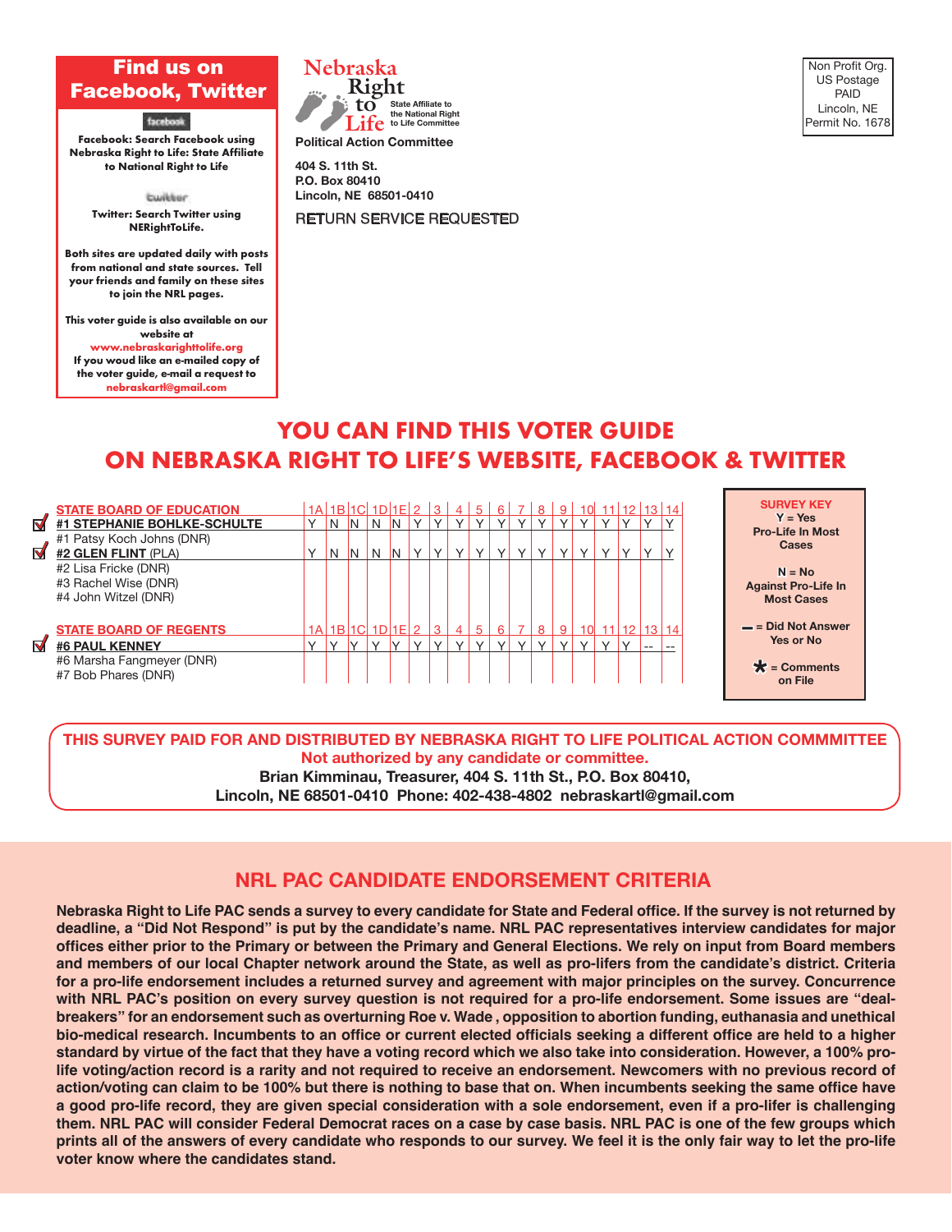## Find us on Facebook, Twitter

facebook

Facebook: Search Facebook using Nebraska Right to Life: State Affiliate to National Right to Life

twitter

Twitter: Search Twitter using NERightToLife.

Both sites are updated daily with posts from national and state sources. Tell your friends and family on these sites to join the NRL pages.

This voter guide is also available on our website at www.nebraskarighttolife.org If you woud like an e-mailed copy of the voter guide, e-mail a request to nebraskartl@gmail.com

**Nebraska Right to Life**
State Affiliate to the National Right to Life Committee

**Political Action Committee**

**404 S. 11th St.**
**P.O. Box 80410**
**Lincoln, NE 68501-0410**

RETURN SERVICE REQUESTED

Non Profit Org.
US Postage
PAID
Lincoln, NE
Permit No. 1678

## YOU CAN FIND THIS VOTER GUIDE ON NEBRASKA RIGHT TO LIFE'S WEBSITE, FACEBOOK & TWITTER

| STATE BOARD OF EDUCATION | 1A | 1B | 1C | 1D | 1E | 2 | 3 | 4 | 5 | 6 | 7 | 8 | 9 | 10 | 11 | 12 | 13 | 14 |
|---|---|---|---|---|---|---|---|---|---|---|---|---|---|---|---|---|---|---|
| ☑ **#1 STEPHANIE BOHLKE-SCHULTE** | Y | N | N | N | N | Y | Y | Y | Y | Y | Y | Y | Y | Y | Y | Y | Y | Y |
| #1 Patsy Koch Johns (DNR) | | | | | | | | | | | | | | | | | | |
| ☑ **#2 GLEN FLINT** (PLA) | Y | N | N | N | N | Y | Y | Y | Y | Y | Y | Y | Y | Y | Y | Y | Y | Y |
| #2 Lisa Fricke (DNR) | | | | | | | | | | | | | | | | | | |
| #3 Rachel Wise (DNR) | | | | | | | | | | | | | | | | | | |
| #4 John Witzel (DNR) | | | | | | | | | | | | | | | | | | |

| STATE BOARD OF REGENTS | 1A | 1B | 1C | 1D | 1E | 2 | 3 | 4 | 5 | 6 | 7 | 8 | 9 | 10 | 11 | 12 | 13 | 14 |
|---|---|---|---|---|---|---|---|---|---|---|---|---|---|---|---|---|---|---|
| ☑ **#6 PAUL KENNEY** | Y | Y | Y | Y | Y | Y | Y | Y | Y | Y | Y | Y | Y | Y | Y | Y | -- | -- |
| #6 Marsha Fangmeyer (DNR) | | | | | | | | | | | | | | | | | | |
| #7 Bob Phares (DNR) | | | | | | | | | | | | | | | | | | |

**SURVEY KEY**
Y = Yes Pro-Life In Most Cases
N = No Against Pro-Life In Most Cases
— = Did Not Answer Yes or No
* = Comments on File

**THIS SURVEY PAID FOR AND DISTRIBUTED BY NEBRASKA RIGHT TO LIFE POLITICAL ACTION COMMMITTEE**
**Not authorized by any candidate or committee.**
**Brian Kimminau, Treasurer, 404 S. 11th St., P.O. Box 80410, Lincoln, NE 68501-0410 Phone: 402-438-4802 nebraskartl@gmail.com**

## NRL PAC CANDIDATE ENDORSEMENT CRITERIA

**Nebraska Right to Life PAC sends a survey to every candidate for State and Federal office. If the survey is not returned by deadline, a "Did Not Respond" is put by the candidate's name. NRL PAC representatives interview candidates for major offices either prior to the Primary or between the Primary and General Elections. We rely on input from Board members and members of our local Chapter network around the State, as well as pro-lifers from the candidate's district. Criteria for a pro-life endorsement includes a returned survey and agreement with major principles on the survey. Concurrence with NRL PAC's position on every survey question is not required for a pro-life endorsement. Some issues are "deal-breakers" for an endorsement such as overturning Roe v. Wade , opposition to abortion funding, euthanasia and unethical bio-medical research. Incumbents to an office or current elected officials seeking a different office are held to a higher standard by virtue of the fact that they have a voting record which we also take into consideration. However, a 100% pro-life voting/action record is a rarity and not required to receive an endorsement. Newcomers with no previous record of action/voting can claim to be 100% but there is nothing to base that on. When incumbents seeking the same office have a good pro-life record, they are given special consideration with a sole endorsement, even if a pro-lifer is challenging them. NRL PAC will consider Federal Democrat races on a case by case basis. NRL PAC is one of the few groups which prints all of the answers of every candidate who responds to our survey. We feel it is the only fair way to let the pro-life voter know where the candidates stand.**